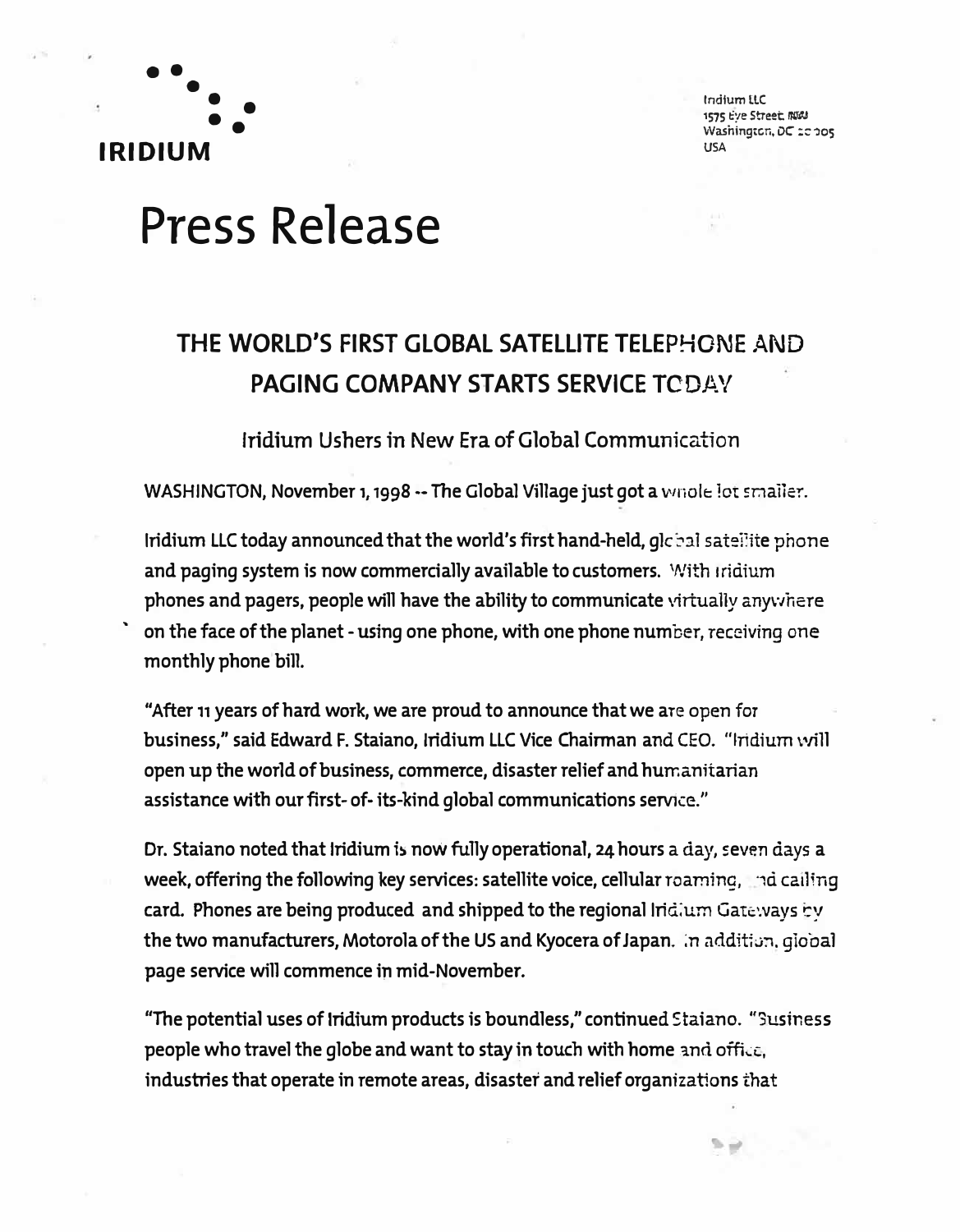IRIDIUM

Iridium LLC
1575 Eye Street NW
Washington, DC 20005
USA

# Press Release

## THE WORLD'S FIRST GLOBAL SATELLITE TELEPHONE AND PAGING COMPANY STARTS SERVICE TODAY

### Iridium Ushers in New Era of Global Communication

WASHINGTON, November 1, 1998 -- The Global Village just got a whole lot smaller.

**Iridium LLC today announced that the world's first hand-held, global satellite phone and paging system is now commercially available to customers. With Iridium phones and pagers, people will have the ability to communicate virtually anywhere on the face of the planet - using one phone, with one phone number, receiving one monthly phone bill.**

"After 11 years of hard work, we are proud to announce that we are open for business," said Edward F. Staiano, Iridium LLC Vice Chairman and CEO. "Iridium will open up the world of business, commerce, disaster relief and humanitarian assistance with our first- of- its-kind global communications service."

Dr. Staiano noted that Iridium is now fully operational, 24 hours a day, seven days a week, offering the following key services: satellite voice, cellular roaming, and calling card. Phones are being produced and shipped to the regional Iridium Gateways by the two manufacturers, Motorola of the US and Kyocera of Japan. In addition, global page service will commence in mid-November.

"The potential uses of Iridium products is boundless," continued Staiano. "Business people who travel the globe and want to stay in touch with home and office, industries that operate in remote areas, disaster and relief organizations that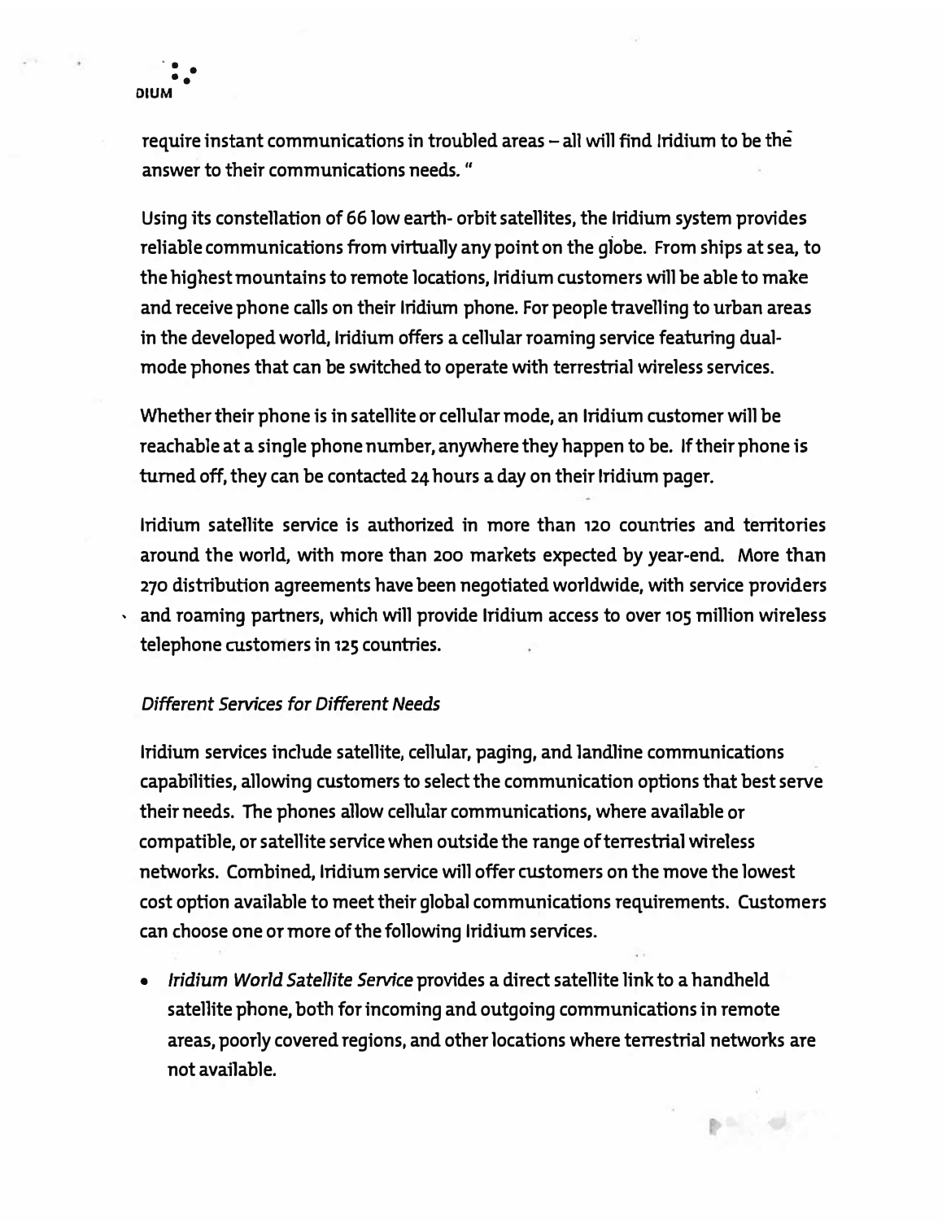require instant communications in troubled areas – all will find Iridium to be the answer to their communications needs. "

Using its constellation of 66 low earth- orbit satellites, the Iridium system provides reliable communications from virtually any point on the globe. From ships at sea, to the highest mountains to remote locations, Iridium customers will be able to make and receive phone calls on their Iridium phone. For people travelling to urban areas in the developed world, Iridium offers a cellular roaming service featuring dual-mode phones that can be switched to operate with terrestrial wireless services.

Whether their phone is in satellite or cellular mode, an Iridium customer will be reachable at a single phone number, anywhere they happen to be. If their phone is turned off, they can be contacted 24 hours a day on their Iridium pager.

Iridium satellite service is authorized in more than 120 countries and territories around the world, with more than 200 markets expected by year-end. More than 270 distribution agreements have been negotiated worldwide, with service providers and roaming partners, which will provide Iridium access to over 105 million wireless telephone customers in 125 countries.

*Different Services for Different Needs*

Iridium services include satellite, cellular, paging, and landline communications capabilities, allowing customers to select the communication options that best serve their needs. The phones allow cellular communications, where available or compatible, or satellite service when outside the range of terrestrial wireless networks. Combined, Iridium service will offer customers on the move the lowest cost option available to meet their global communications requirements. Customers can choose one or more of the following Iridium services.

- *Iridium World Satellite Service* provides a direct satellite link to a handheld satellite phone, both for incoming and outgoing communications in remote areas, poorly covered regions, and other locations where terrestrial networks are not available.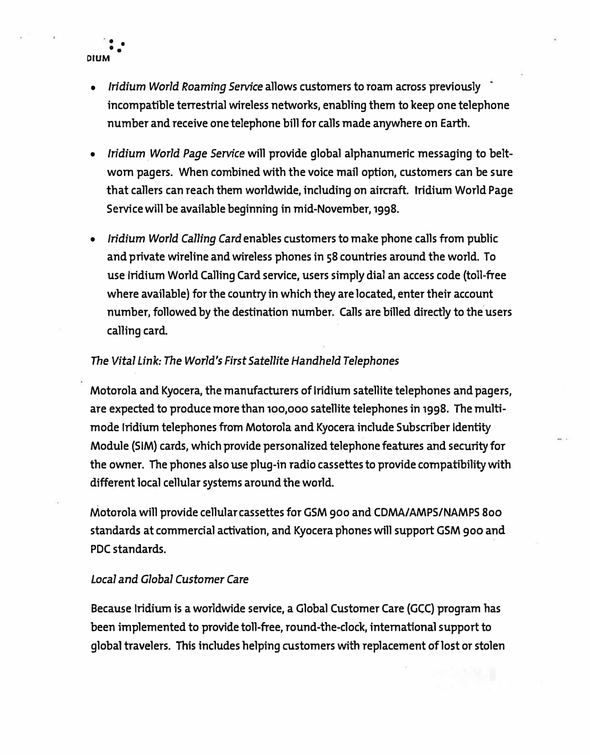- *Iridium World Roaming Service* allows customers to roam across previously incompatible terrestrial wireless networks, enabling them to keep one telephone number and receive one telephone bill for calls made anywhere on Earth.

- *Iridium World Page Service* will provide global alphanumeric messaging to belt-worn pagers. When combined with the voice mail option, customers can be sure that callers can reach them worldwide, including on aircraft. Iridium World Page Service will be available beginning in mid-November, 1998.

- *Iridium World Calling Card* enables customers to make phone calls from public and private wireline and wireless phones in 58 countries around the world. To use Iridium World Calling Card service, users simply dial an access code (toll-free where available) for the country in which they are located, enter their account number, followed by the destination number. Calls are billed directly to the users calling card.

*The Vital Link: The World's First Satellite Handheld Telephones*

Motorola and Kyocera, the manufacturers of Iridium satellite telephones and pagers, are expected to produce more than 100,000 satellite telephones in 1998. The multi-mode Iridium telephones from Motorola and Kyocera include Subscriber Identity Module (SIM) cards, which provide personalized telephone features and security for the owner. The phones also use plug-in radio cassettes to provide compatibility with different local cellular systems around the world.

Motorola will provide cellular cassettes for GSM 900 and CDMA/AMPS/NAMPS 800 standards at commercial activation, and Kyocera phones will support GSM 900 and PDC standards.

*Local and Global Customer Care*

Because Iridium is a worldwide service, a Global Customer Care (GCC) program has been implemented to provide toll-free, round-the-clock, international support to global travelers. This includes helping customers with replacement of lost or stolen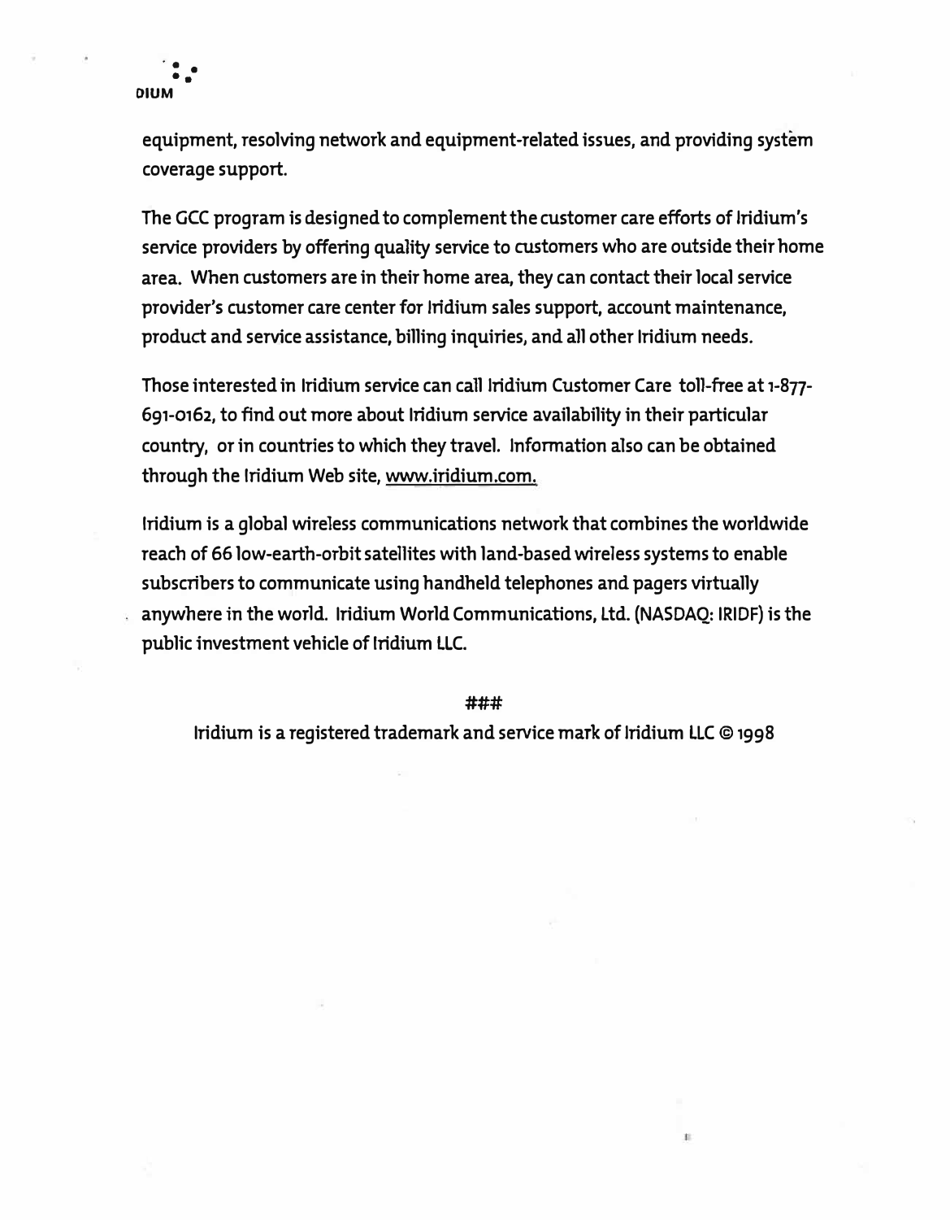equipment, resolving network and equipment-related issues, and providing system coverage support.

The GCC program is designed to complement the customer care efforts of Iridium's service providers by offering quality service to customers who are outside their home area. When customers are in their home area, they can contact their local service provider's customer care center for Iridium sales support, account maintenance, product and service assistance, billing inquiries, and all other Iridium needs.

Those interested in Iridium service can call Iridium Customer Care toll-free at 1-877-691-0162, to find out more about Iridium service availability in their particular country, or in countries to which they travel. Information also can be obtained through the Iridium Web site, www.iridium.com.

Iridium is a global wireless communications network that combines the worldwide reach of 66 low-earth-orbit satellites with land-based wireless systems to enable subscribers to communicate using handheld telephones and pagers virtually anywhere in the world. Iridium World Communications, Ltd. (NASDAQ: IRIDF) is the public investment vehicle of Iridium LLC.

###

Iridium is a registered trademark and service mark of Iridium LLC © 1998